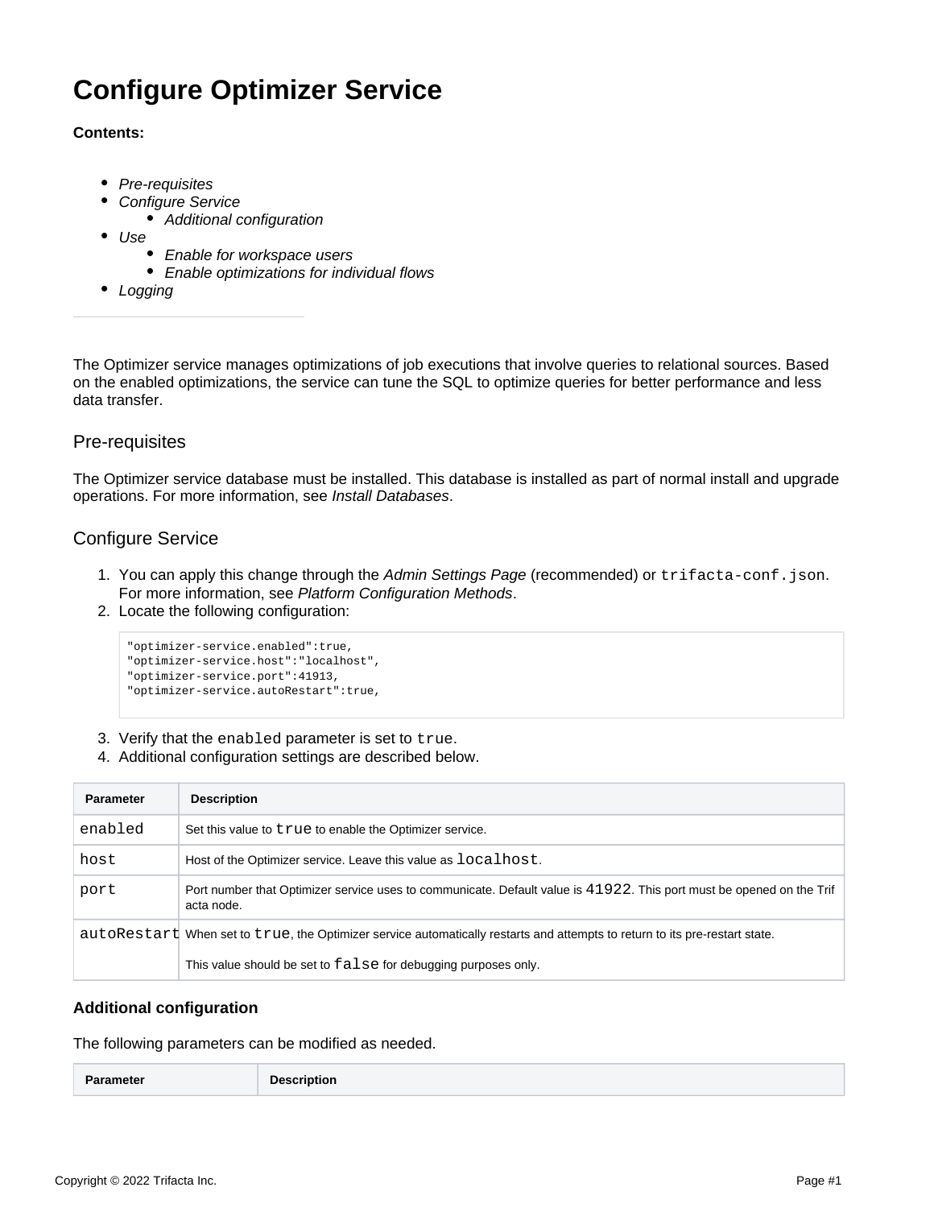# Configure Optimizer Service

**Contents:**

- *Pre-requisites*
- *Configure Service*
  - *Additional configuration*
- *Use*
  - *Enable for workspace users*
  - *Enable optimizations for individual flows*
- *Logging*

---

The Optimizer service manages optimizations of job executions that involve queries to relational sources. Based on the enabled optimizations, the service can tune the SQL to optimize queries for better performance and less data transfer.

## Pre-requisites

The Optimizer service database must be installed. This database is installed as part of normal install and upgrade operations. For more information, see *Install Databases*.

## Configure Service

1. You can apply this change through the *Admin Settings Page* (recommended) or `trifacta-conf.json`. For more information, see *Platform Configuration Methods*.
2. Locate the following configuration:

```
"optimizer-service.enabled":true,
"optimizer-service.host":"localhost",
"optimizer-service.port":41913,
"optimizer-service.autoRestart":true,
```

3. Verify that the `enabled` parameter is set to `true`.
4. Additional configuration settings are described below.

| Parameter | Description |
|---|---|
| `enabled` | Set this value to `true` to enable the Optimizer service. |
| `host` | Host of the Optimizer service. Leave this value as `localhost`. |
| `port` | Port number that Optimizer service uses to communicate. Default value is `41922`. This port must be opened on the Trifacta node. |
| `autoRestart` | When set to `true`, the Optimizer service automatically restarts and attempts to return to its pre-restart state.<br><br>This value should be set to `false` for debugging purposes only. |

### Additional configuration

The following parameters can be modified as needed.

| Parameter | Description |
|---|---|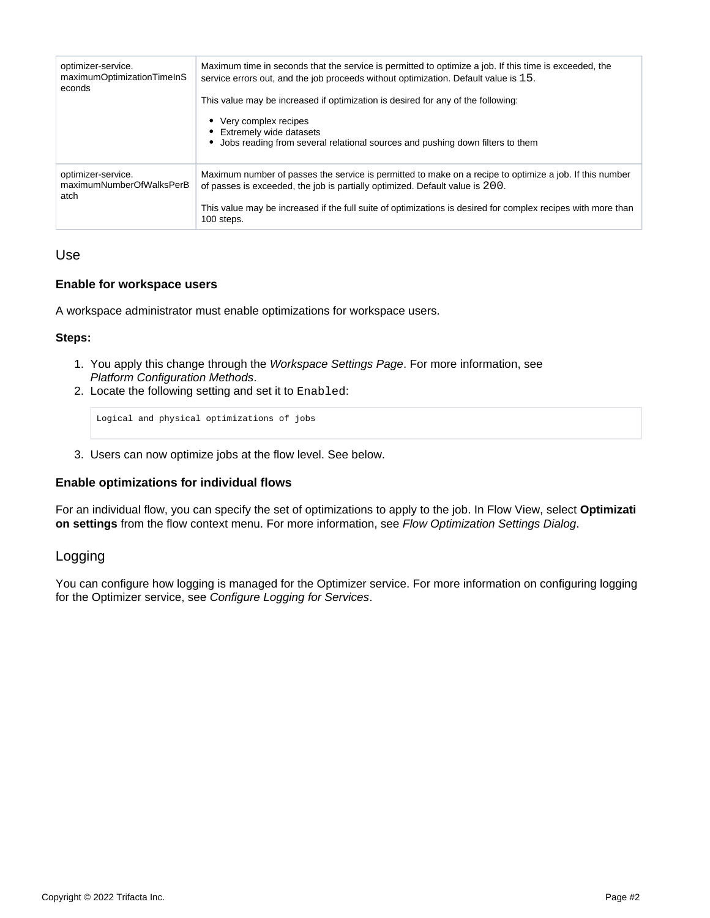| | |
|---|---|
| optimizer-service.maximumOptimizationTimeInSeconds | Maximum time in seconds that the service is permitted to optimize a job. If this time is exceeded, the service errors out, and the job proceeds without optimization. Default value is `15`.<br><br>This value may be increased if optimization is desired for any of the following:<br><br>• Very complex recipes<br>• Extremely wide datasets<br>• Jobs reading from several relational sources and pushing down filters to them |
| optimizer-service.maximumNumberOfWalksPerBatch | Maximum number of passes the service is permitted to make on a recipe to optimize a job. If this number of passes is exceeded, the job is partially optimized. Default value is `200`.<br><br>This value may be increased if the full suite of optimizations is desired for complex recipes with more than 100 steps. |

## Use

### Enable for workspace users

A workspace administrator must enable optimizations for workspace users.

**Steps:**

1. You apply this change through the *Workspace Settings Page*. For more information, see *Platform Configuration Methods*.
2. Locate the following setting and set it to `Enabled`:

   ```
   Logical and physical optimizations of jobs
   ```

3. Users can now optimize jobs at the flow level. See below.

### Enable optimizations for individual flows

For an individual flow, you can specify the set of optimizations to apply to the job. In Flow View, select **Optimization settings** from the flow context menu. For more information, see *Flow Optimization Settings Dialog*.

## Logging

You can configure how logging is managed for the Optimizer service. For more information on configuring logging for the Optimizer service, see *Configure Logging for Services*.